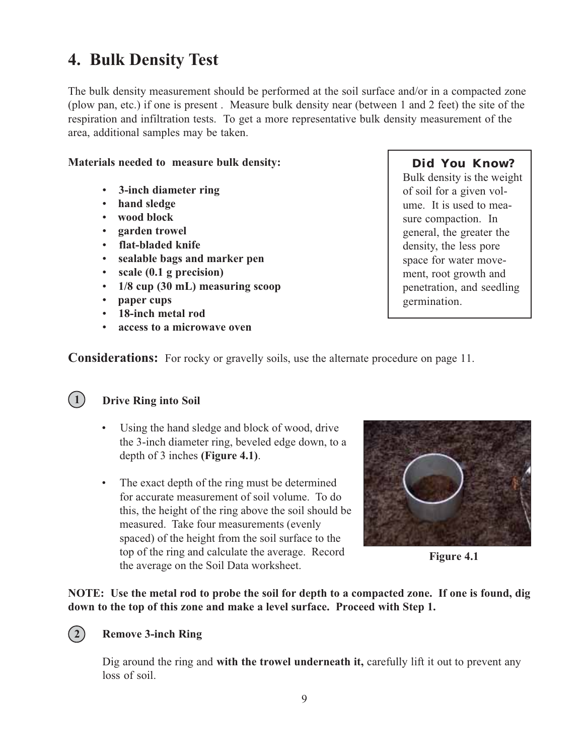# 4. Bulk Density Test

The bulk density measurement should be performed at the soil surface and/or in a compacted zone (plow pan, etc.) if one is present . Measure bulk density near (between 1 and 2 feet) the site of the respiration and infiltration tests. To get a more representative bulk density measurement of the area, additional samples may be taken.

**Materials needed to measure bulk density:**

- **3-inch diameter ring**
- **hand sledge**
- **wood block**
- **garden trowel**
- **flat-bladed knife**
- **sealable bags and marker pen**
- **scale (0.1 g precision)**
- **1/8 cup (30 mL) measuring scoop**
- **paper cups**
- **18-inch metal rod**
- **access to a microwave oven**

> **Did You Know?**
> Bulk density is the weight of soil for a given volume. It is used to measure compaction. In general, the greater the density, the less pore space for water movement, root growth and penetration, and seedling germination.

**Considerations:** For rocky or gravelly soils, use the alternate procedure on page 11.

### 1 Drive Ring into Soil

- Using the hand sledge and block of wood, drive the 3-inch diameter ring, beveled edge down, to a depth of 3 inches **(Figure 4.1)**.
- The exact depth of the ring must be determined for accurate measurement of soil volume. To do this, the height of the ring above the soil should be measured. Take four measurements (evenly spaced) of the height from the soil surface to the top of the ring and calculate the average. Record the average on the Soil Data worksheet.

**Figure 4.1**

**NOTE: Use the metal rod to probe the soil for depth to a compacted zone. If one is found, dig down to the top of this zone and make a level surface. Proceed with Step 1.**

### 2 Remove 3-inch Ring

Dig around the ring and **with the trowel underneath it,** carefully lift it out to prevent any loss of soil.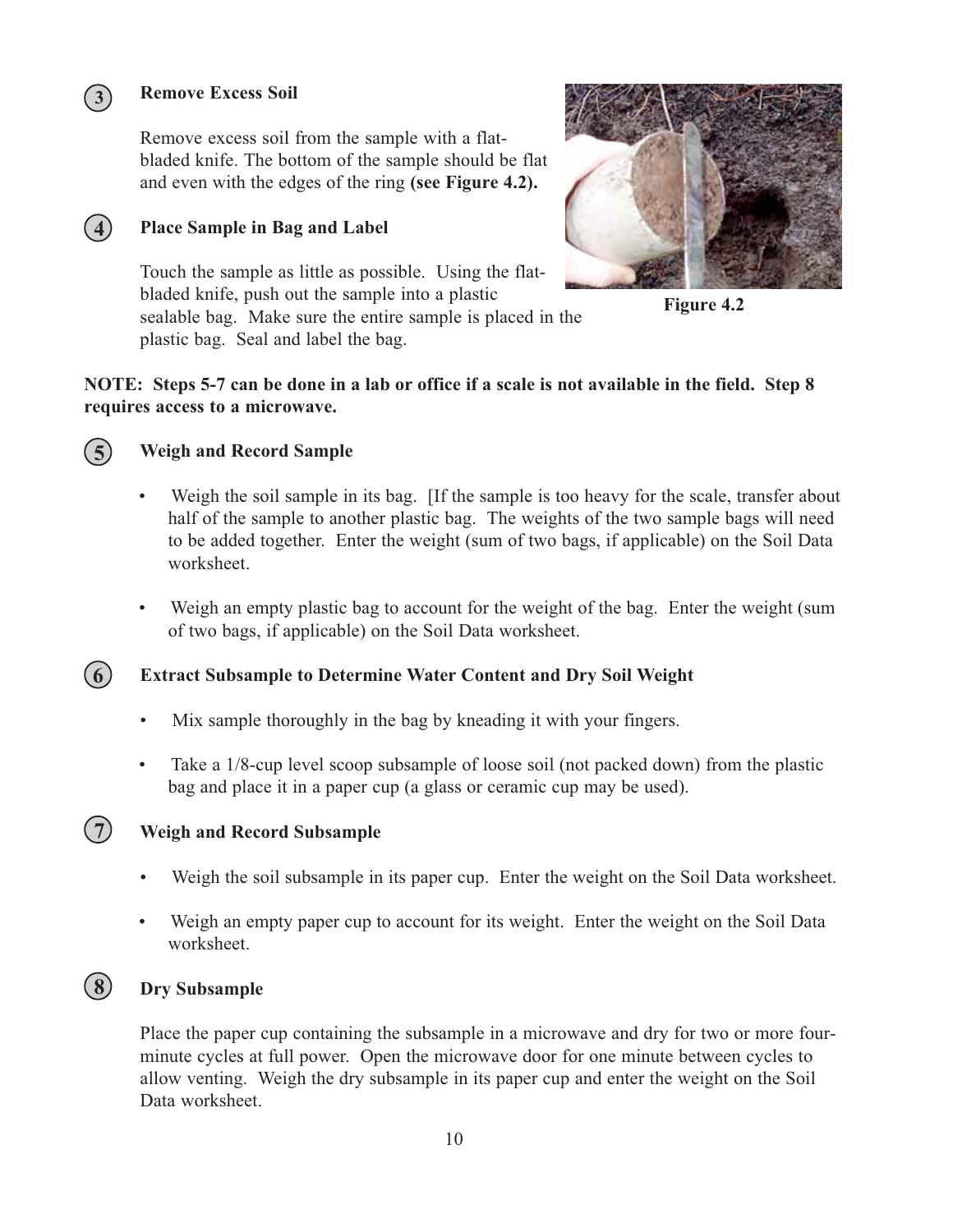### 3 Remove Excess Soil

Remove excess soil from the sample with a flat-bladed knife. The bottom of the sample should be flat and even with the edges of the ring **(see Figure 4.2).**

Figure 4.2

### 4 Place Sample in Bag and Label

Touch the sample as little as possible. Using the flat-bladed knife, push out the sample into a plastic sealable bag. Make sure the entire sample is placed in the plastic bag. Seal and label the bag.

**NOTE: Steps 5-7 can be done in a lab or office if a scale is not available in the field. Step 8 requires access to a microwave.**

### 5 Weigh and Record Sample

- Weigh the soil sample in its bag. [If the sample is too heavy for the scale, transfer about half of the sample to another plastic bag. The weights of the two sample bags will need to be added together. Enter the weight (sum of two bags, if applicable) on the Soil Data worksheet.
- Weigh an empty plastic bag to account for the weight of the bag. Enter the weight (sum of two bags, if applicable) on the Soil Data worksheet.

### 6 Extract Subsample to Determine Water Content and Dry Soil Weight

- Mix sample thoroughly in the bag by kneading it with your fingers.
- Take a 1/8-cup level scoop subsample of loose soil (not packed down) from the plastic bag and place it in a paper cup (a glass or ceramic cup may be used).

### 7 Weigh and Record Subsample

- Weigh the soil subsample in its paper cup. Enter the weight on the Soil Data worksheet.
- Weigh an empty paper cup to account for its weight. Enter the weight on the Soil Data worksheet.

### 8 Dry Subsample

Place the paper cup containing the subsample in a microwave and dry for two or more four-minute cycles at full power. Open the microwave door for one minute between cycles to allow venting. Weigh the dry subsample in its paper cup and enter the weight on the Soil Data worksheet.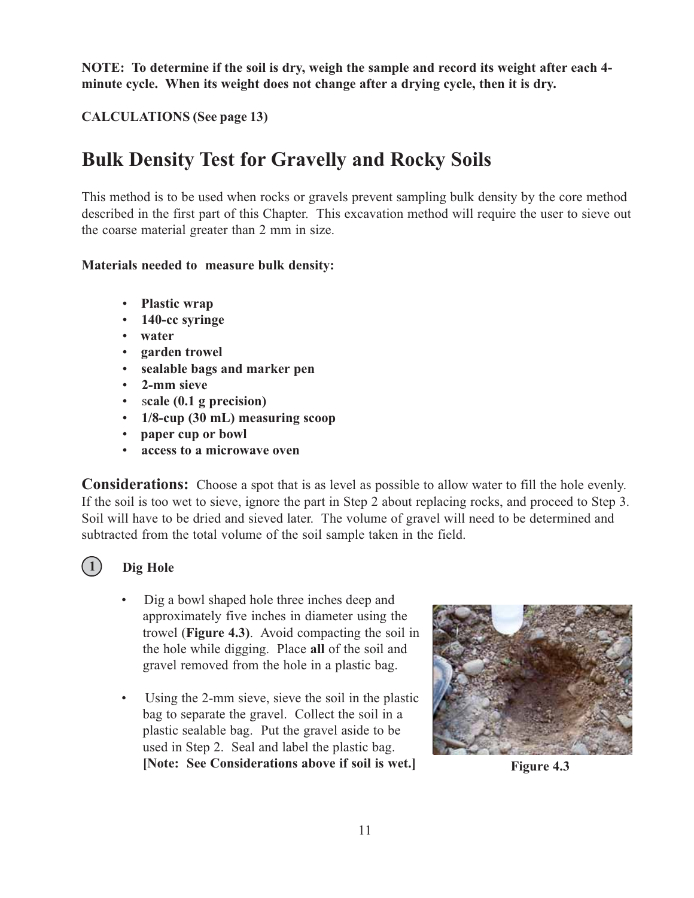**NOTE: To determine if the soil is dry, weigh the sample and record its weight after each 4-minute cycle. When its weight does not change after a drying cycle, then it is dry.**

**CALCULATIONS (See page 13)**

# Bulk Density Test for Gravelly and Rocky Soils

This method is to be used when rocks or gravels prevent sampling bulk density by the core method described in the first part of this Chapter. This excavation method will require the user to sieve out the coarse material greater than 2 mm in size.

**Materials needed to measure bulk density:**

- **Plastic wrap**
- **140-cc syringe**
- **water**
- **garden trowel**
- **sealable bags and marker pen**
- **2-mm sieve**
- **scale (0.1 g precision)**
- **1/8-cup (30 mL) measuring scoop**
- **paper cup or bowl**
- **access to a microwave oven**

**Considerations:** Choose a spot that is as level as possible to allow water to fill the hole evenly. If the soil is too wet to sieve, ignore the part in Step 2 about replacing rocks, and proceed to Step 3. Soil will have to be dried and sieved later. The volume of gravel will need to be determined and subtracted from the total volume of the soil sample taken in the field.

## 1 Dig Hole

- Dig a bowl shaped hole three inches deep and approximately five inches in diameter using the trowel (**Figure 4.3**). Avoid compacting the soil in the hole while digging. Place **all** of the soil and gravel removed from the hole in a plastic bag.
- Using the 2-mm sieve, sieve the soil in the plastic bag to separate the gravel. Collect the soil in a plastic sealable bag. Put the gravel aside to be used in Step 2. Seal and label the plastic bag. **[Note: See Considerations above if soil is wet.]**

**Figure 4.3**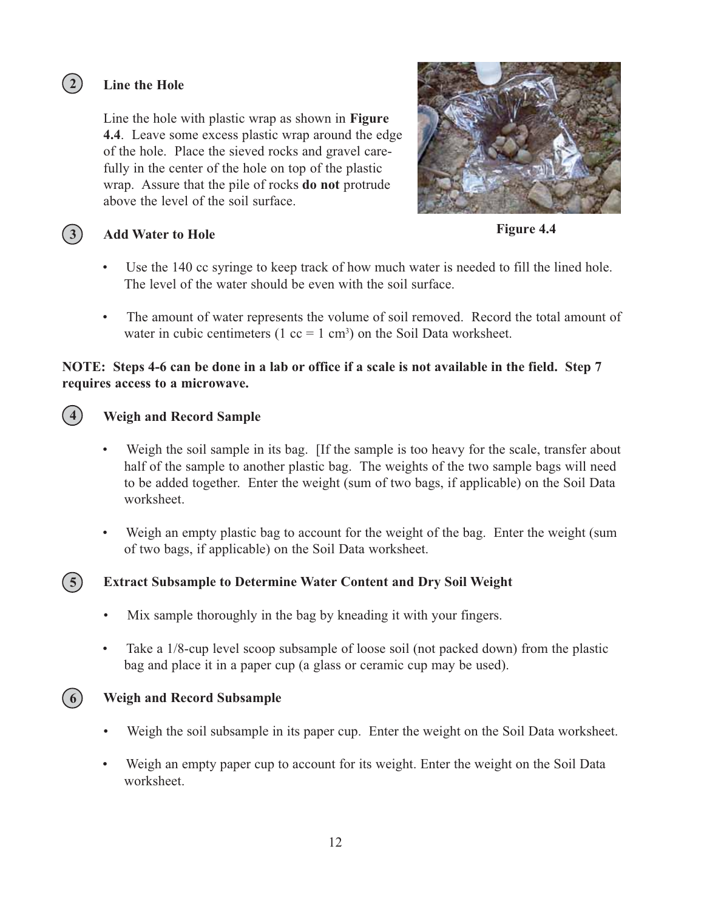### 2 Line the Hole

Line the hole with plastic wrap as shown in **Figure 4.4**. Leave some excess plastic wrap around the edge of the hole. Place the sieved rocks and gravel carefully in the center of the hole on top of the plastic wrap. Assure that the pile of rocks **do not** protrude above the level of the soil surface.

**Figure 4.4**

### 3 Add Water to Hole

- Use the 140 cc syringe to keep track of how much water is needed to fill the lined hole. The level of the water should be even with the soil surface.
- The amount of water represents the volume of soil removed. Record the total amount of water in cubic centimeters (1 cc = 1 $cm^3$) on the Soil Data worksheet.

**NOTE: Steps 4-6 can be done in a lab or office if a scale is not available in the field. Step 7 requires access to a microwave.**

### 4 Weigh and Record Sample

- Weigh the soil sample in its bag. [If the sample is too heavy for the scale, transfer about half of the sample to another plastic bag. The weights of the two sample bags will need to be added together. Enter the weight (sum of two bags, if applicable) on the Soil Data worksheet.
- Weigh an empty plastic bag to account for the weight of the bag. Enter the weight (sum of two bags, if applicable) on the Soil Data worksheet.

### 5 Extract Subsample to Determine Water Content and Dry Soil Weight

- Mix sample thoroughly in the bag by kneading it with your fingers.
- Take a 1/8-cup level scoop subsample of loose soil (not packed down) from the plastic bag and place it in a paper cup (a glass or ceramic cup may be used).

### 6 Weigh and Record Subsample

- Weigh the soil subsample in its paper cup. Enter the weight on the Soil Data worksheet.
- Weigh an empty paper cup to account for its weight. Enter the weight on the Soil Data worksheet.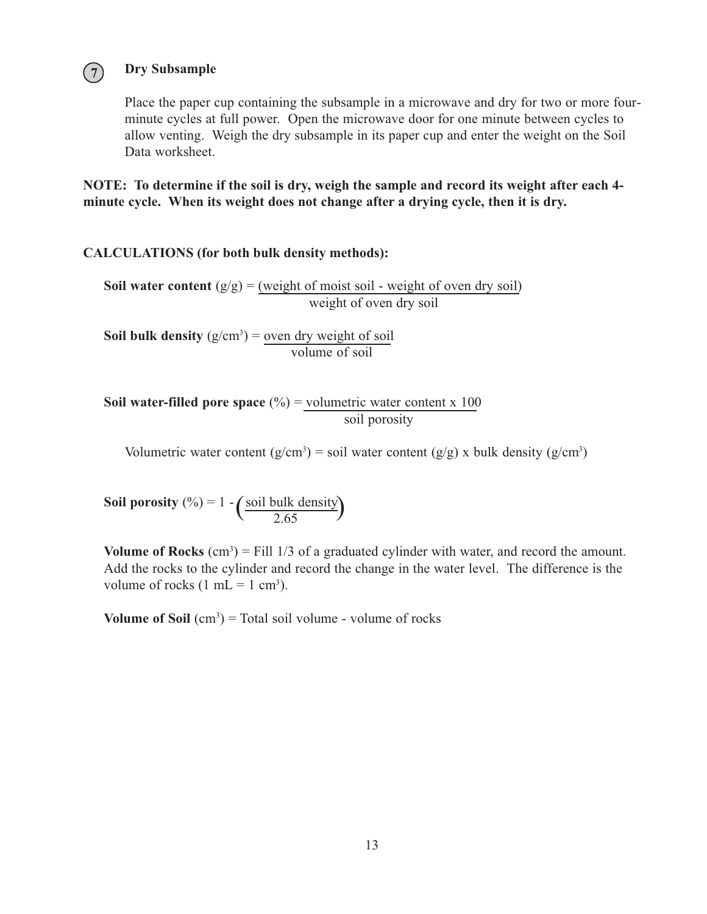### 7 Dry Subsample

Place the paper cup containing the subsample in a microwave and dry for two or more four-minute cycles at full power. Open the microwave door for one minute between cycles to allow venting. Weigh the dry subsample in its paper cup and enter the weight on the Soil Data worksheet.

**NOTE: To determine if the soil is dry, weigh the sample and record its weight after each 4-minute cycle. When its weight does not change after a drying cycle, then it is dry.**

**CALCULATIONS (for both bulk density methods):**

**Soil water content** (g/g) = $\dfrac{\text{(weight of moist soil - weight of oven dry soil)}}{\text{weight of oven dry soil}}$

**Soil bulk density** (g/cm$^3$) = $\dfrac{\text{oven dry weight of soil}}{\text{volume of soil}}$

**Soil water-filled pore space** (%) = $\dfrac{\text{volumetric water content x 100}}{\text{soil porosity}}$

Volumetric water content (g/cm$^3$) = soil water content (g/g) x bulk density (g/cm$^3$)

**Soil porosity** (%) = $1 - \left(\dfrac{\text{soil bulk density}}{2.65}\right)$

**Volume of Rocks** (cm$^3$) = Fill 1/3 of a graduated cylinder with water, and record the amount. Add the rocks to the cylinder and record the change in the water level. The difference is the volume of rocks (1 mL = 1 cm$^3$).

**Volume of Soil** (cm$^3$) = Total soil volume - volume of rocks